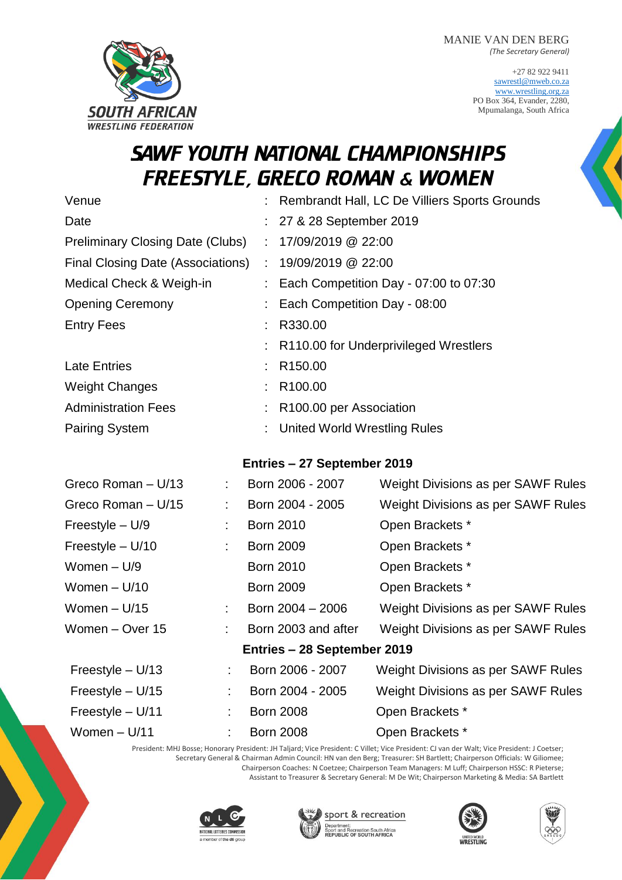SOUTH AFRICAN WRESTLING FEDERATION

MANIE VAN DEN BERG
*(The Secretary General)*

+27 82 922 9411
sawrestl@mweb.co.za
www.wrestling.org.za
PO Box 364, Evander, 2280,
Mpumalanga, South Africa

# SAWF YOUTH NATIONAL CHAMPIONSHIPS FREESTYLE, GRECO ROMAN & WOMEN

| | | |
|---|---|---|
| Venue | : | Rembrandt Hall, LC De Villiers Sports Grounds |
| Date | : | 27 & 28 September 2019 |
| Preliminary Closing Date (Clubs) | : | 17/09/2019 @ 22:00 |
| Final Closing Date (Associations) | : | 19/09/2019 @ 22:00 |
| Medical Check & Weigh-in | : | Each Competition Day - 07:00 to 07:30 |
| Opening Ceremony | : | Each Competition Day - 08:00 |
| Entry Fees | : | R330.00 |
| | : | R110.00 for Underprivileged Wrestlers |
| Late Entries | : | R150.00 |
| Weight Changes | : | R100.00 |
| Administration Fees | : | R100.00 per Association |
| Pairing System | : | United World Wrestling Rules |

**Entries – 27 September 2019**

| | | | |
|---|---|---|---|
| Greco Roman – U/13 | : | Born 2006 - 2007 | Weight Divisions as per SAWF Rules |
| Greco Roman – U/15 | : | Born 2004 - 2005 | Weight Divisions as per SAWF Rules |
| Freestyle – U/9 | : | Born 2010 | Open Brackets * |
| Freestyle – U/10 | : | Born 2009 | Open Brackets * |
| Women – U/9 | | Born 2010 | Open Brackets * |
| Women – U/10 | | Born 2009 | Open Brackets * |
| Women – U/15 | : | Born 2004 – 2006 | Weight Divisions as per SAWF Rules |
| Women – Over 15 | : | Born 2003 and after | Weight Divisions as per SAWF Rules |

**Entries – 28 September 2019**

| | | | |
|---|---|---|---|
| Freestyle – U/13 | : | Born 2006 - 2007 | Weight Divisions as per SAWF Rules |
| Freestyle – U/15 | : | Born 2004 - 2005 | Weight Divisions as per SAWF Rules |
| Freestyle – U/11 | : | Born 2008 | Open Brackets * |
| Women – U/11 | : | Born 2008 | Open Brackets * |

President: MHJ Bosse; Honorary President: JH Taljard; Vice President: C Villet; Vice President: CJ van der Walt; Vice President: J Coetser; Secretary General & Chairman Admin Council: HN van den Berg; Treasurer: SH Bartlett; Chairperson Officials: W Giliomee; Chairperson Coaches: N Coetzee; Chairperson Team Managers: M Luff; Chairperson HSSC: R Pieterse; Assistant to Treasurer & Secretary General: M De Wit; Chairperson Marketing & Media: SA Bartlett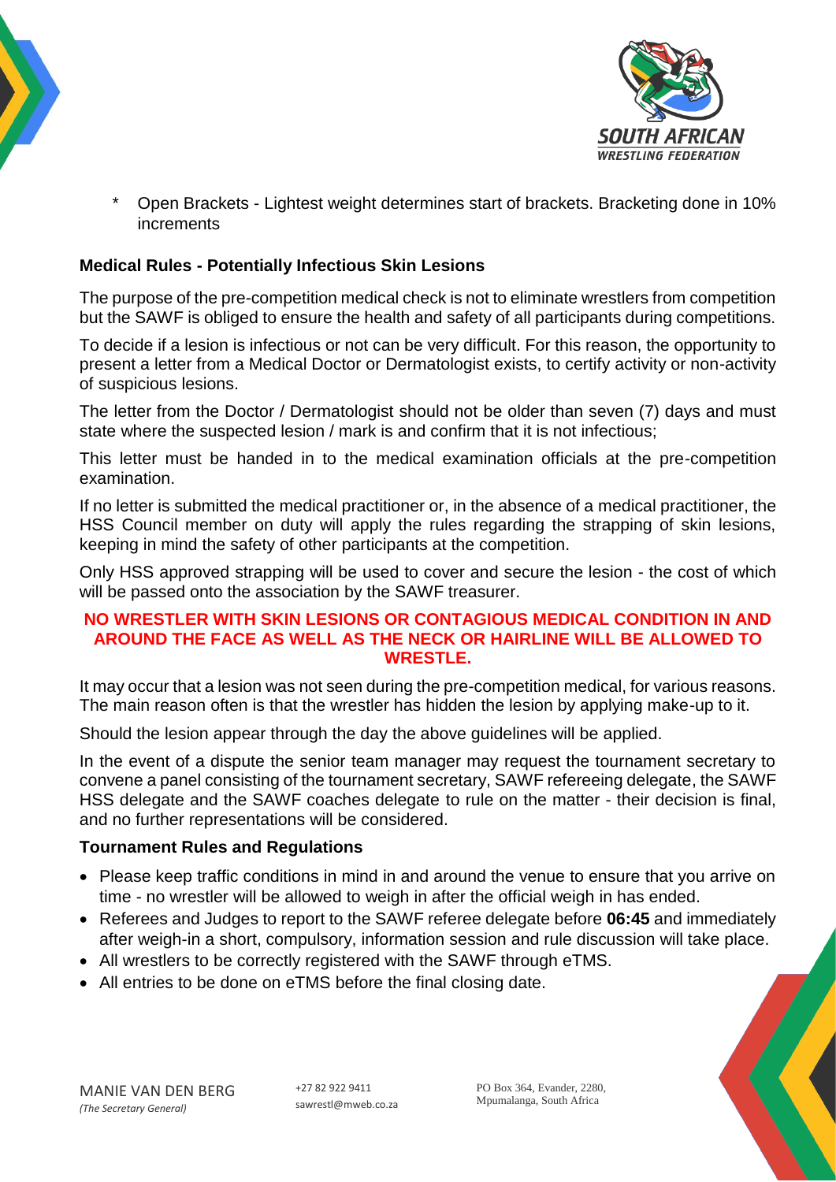\* Open Brackets - Lightest weight determines start of brackets. Bracketing done in 10% increments

**Medical Rules - Potentially Infectious Skin Lesions**

The purpose of the pre-competition medical check is not to eliminate wrestlers from competition but the SAWF is obliged to ensure the health and safety of all participants during competitions.

To decide if a lesion is infectious or not can be very difficult. For this reason, the opportunity to present a letter from a Medical Doctor or Dermatologist exists, to certify activity or non-activity of suspicious lesions.

The letter from the Doctor / Dermatologist should not be older than seven (7) days and must state where the suspected lesion / mark is and confirm that it is not infectious;

This letter must be handed in to the medical examination officials at the pre-competition examination.

If no letter is submitted the medical practitioner or, in the absence of a medical practitioner, the HSS Council member on duty will apply the rules regarding the strapping of skin lesions, keeping in mind the safety of other participants at the competition.

Only HSS approved strapping will be used to cover and secure the lesion - the cost of which will be passed onto the association by the SAWF treasurer.

**NO WRESTLER WITH SKIN LESIONS OR CONTAGIOUS MEDICAL CONDITION IN AND AROUND THE FACE AS WELL AS THE NECK OR HAIRLINE WILL BE ALLOWED TO WRESTLE.**

It may occur that a lesion was not seen during the pre-competition medical, for various reasons. The main reason often is that the wrestler has hidden the lesion by applying make-up to it.

Should the lesion appear through the day the above guidelines will be applied.

In the event of a dispute the senior team manager may request the tournament secretary to convene a panel consisting of the tournament secretary, SAWF refereeing delegate, the SAWF HSS delegate and the SAWF coaches delegate to rule on the matter - their decision is final, and no further representations will be considered.

**Tournament Rules and Regulations**

- Please keep traffic conditions in mind in and around the venue to ensure that you arrive on time - no wrestler will be allowed to weigh in after the official weigh in has ended.
- Referees and Judges to report to the SAWF referee delegate before **06:45** and immediately after weigh-in a short, compulsory, information session and rule discussion will take place.
- All wrestlers to be correctly registered with the SAWF through eTMS.
- All entries to be done on eTMS before the final closing date.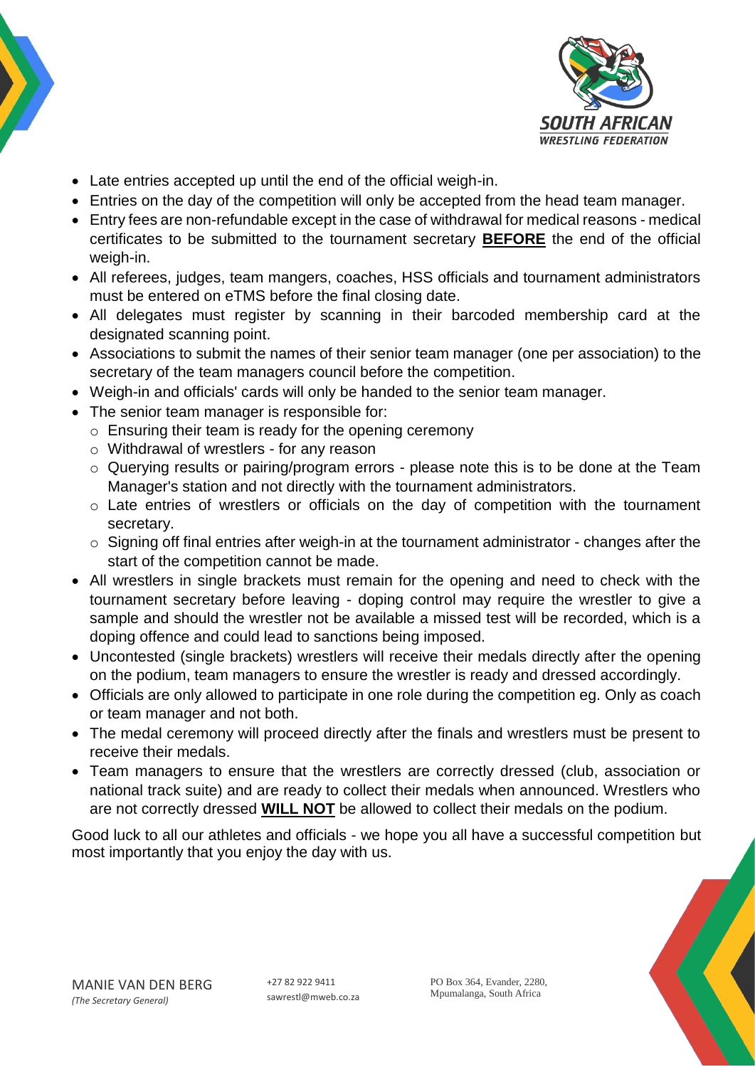- Late entries accepted up until the end of the official weigh-in.
- Entries on the day of the competition will only be accepted from the head team manager.
- Entry fees are non-refundable except in the case of withdrawal for medical reasons - medical certificates to be submitted to the tournament secretary **BEFORE** the end of the official weigh-in.
- All referees, judges, team mangers, coaches, HSS officials and tournament administrators must be entered on eTMS before the final closing date.
- All delegates must register by scanning in their barcoded membership card at the designated scanning point.
- Associations to submit the names of their senior team manager (one per association) to the secretary of the team managers council before the competition.
- Weigh-in and officials' cards will only be handed to the senior team manager.
- The senior team manager is responsible for:
  - Ensuring their team is ready for the opening ceremony
  - Withdrawal of wrestlers - for any reason
  - Querying results or pairing/program errors - please note this is to be done at the Team Manager's station and not directly with the tournament administrators.
  - Late entries of wrestlers or officials on the day of competition with the tournament secretary.
  - Signing off final entries after weigh-in at the tournament administrator - changes after the start of the competition cannot be made.
- All wrestlers in single brackets must remain for the opening and need to check with the tournament secretary before leaving - doping control may require the wrestler to give a sample and should the wrestler not be available a missed test will be recorded, which is a doping offence and could lead to sanctions being imposed.
- Uncontested (single brackets) wrestlers will receive their medals directly after the opening on the podium, team managers to ensure the wrestler is ready and dressed accordingly.
- Officials are only allowed to participate in one role during the competition eg. Only as coach or team manager and not both.
- The medal ceremony will proceed directly after the finals and wrestlers must be present to receive their medals.
- Team managers to ensure that the wrestlers are correctly dressed (club, association or national track suite) and are ready to collect their medals when announced. Wrestlers who are not correctly dressed **WILL NOT** be allowed to collect their medals on the podium.

Good luck to all our athletes and officials - we hope you all have a successful competition but most importantly that you enjoy the day with us.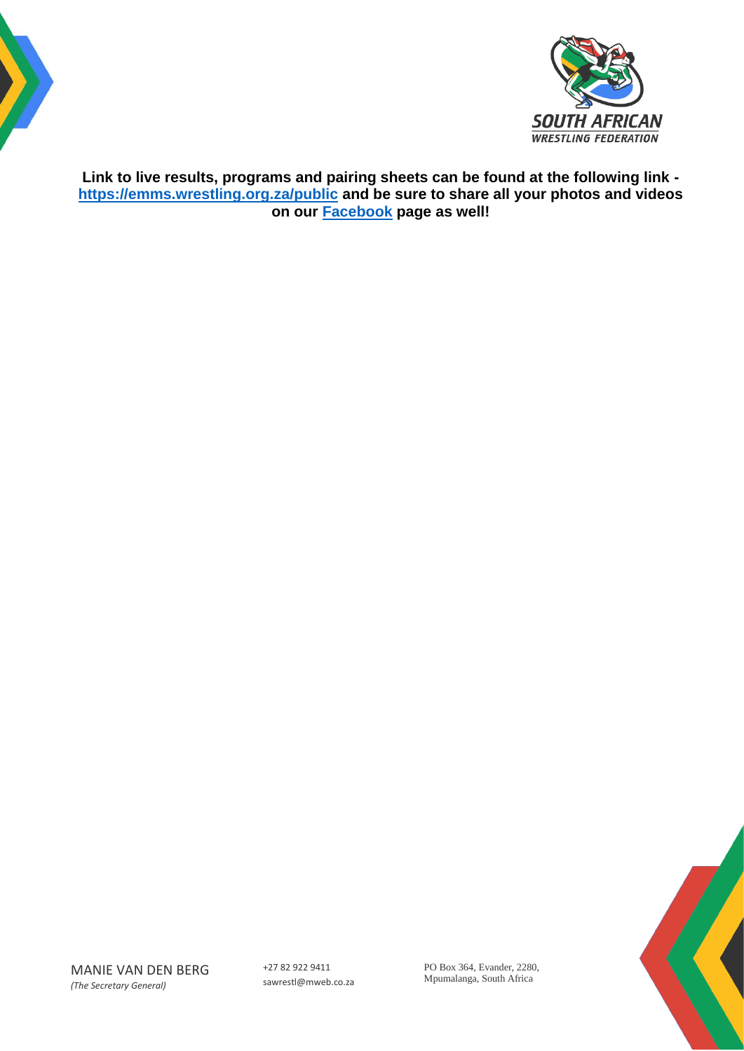**Link to live results, programs and pairing sheets can be found at the following link - [https://emms.wrestling.org.za/public](https://emms.wrestling.org.za/public) and be sure to share all your photos and videos on our [Facebook](#) page as well!**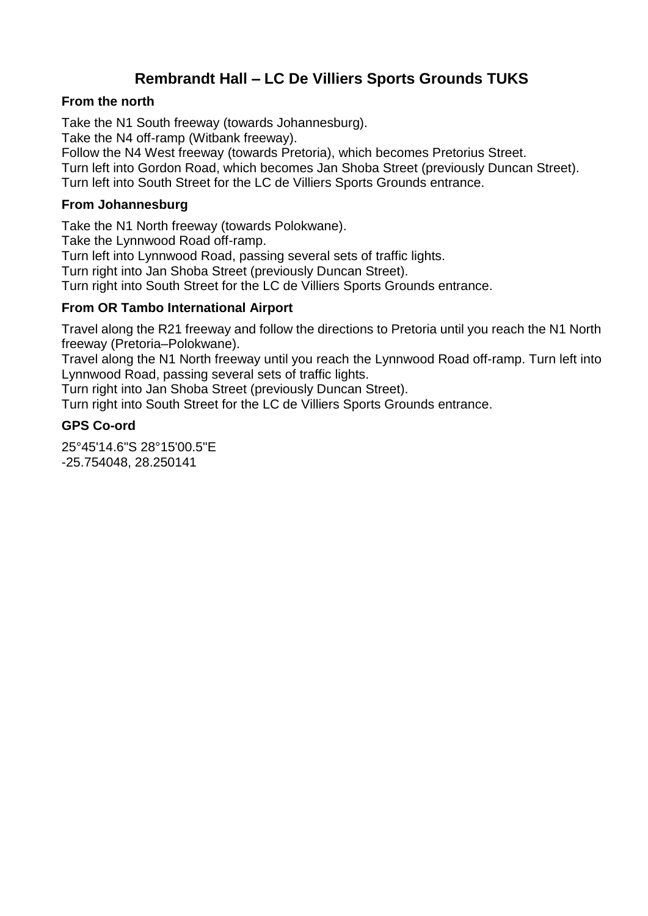# Rembrandt Hall – LC De Villiers Sports Grounds TUKS

## From the north

Take the N1 South freeway (towards Johannesburg).
Take the N4 off-ramp (Witbank freeway).
Follow the N4 West freeway (towards Pretoria), which becomes Pretorius Street.
Turn left into Gordon Road, which becomes Jan Shoba Street (previously Duncan Street).
Turn left into South Street for the LC de Villiers Sports Grounds entrance.

## From Johannesburg

Take the N1 North freeway (towards Polokwane).
Take the Lynnwood Road off-ramp.
Turn left into Lynnwood Road, passing several sets of traffic lights.
Turn right into Jan Shoba Street (previously Duncan Street).
Turn right into South Street for the LC de Villiers Sports Grounds entrance.

## From OR Tambo International Airport

Travel along the R21 freeway and follow the directions to Pretoria until you reach the N1 North freeway (Pretoria–Polokwane).
Travel along the N1 North freeway until you reach the Lynnwood Road off-ramp. Turn left into Lynnwood Road, passing several sets of traffic lights.
Turn right into Jan Shoba Street (previously Duncan Street).
Turn right into South Street for the LC de Villiers Sports Grounds entrance.

## GPS Co-ord

25°45'14.6"S 28°15'00.5"E
-25.754048, 28.250141